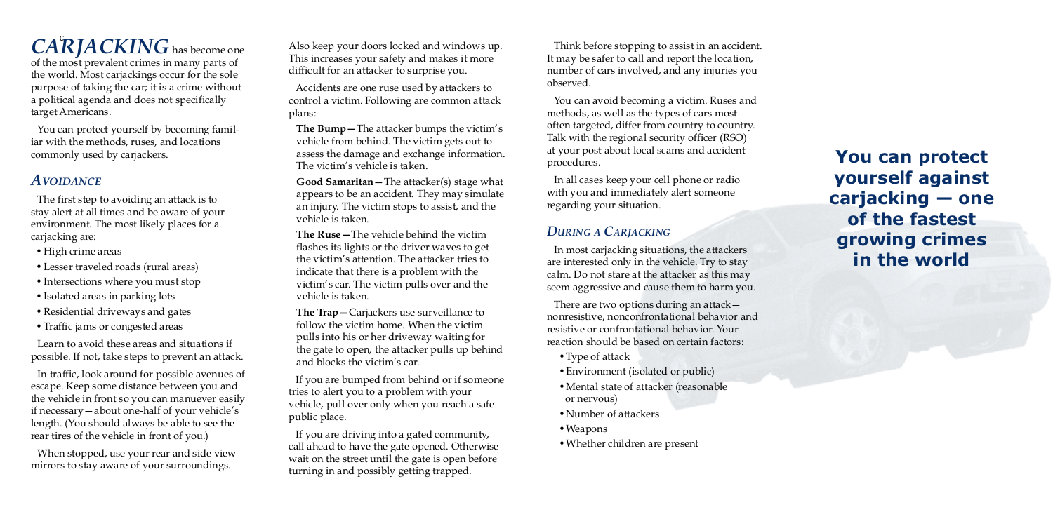**CARJACKING** has become one of the most prevalent crimes in many parts of the world. Most carjackings occur for the sole purpose of taking the car; it is a crime without a political agenda and does not specifically target Americans.

You can protect yourself by becoming familiar with the methods, ruses, and locations commonly used by carjackers.

## *Avoidance*

The first step to avoiding an attack is to stay alert at all times and be aware of your environment. The most likely places for a carjacking are:

- High crime areas
- Lesser traveled roads (rural areas)
- Intersections where you must stop
- Isolated areas in parking lots
- Residential driveways and gates
- Traffic jams or congested areas

Learn to avoid these areas and situations if possible. If not, take steps to prevent an attack.

In traffic, look around for possible avenues of escape. Keep some distance between you and the vehicle in front so you can manuever easily if necessary—about one-half of your vehicle's length. (You should always be able to see the rear tires of the vehicle in front of you.)

When stopped, use your rear and side view mirrors to stay aware of your surroundings.

Also keep your doors locked and windows up. This increases your safety and makes it more difficult for an attacker to surprise you.

Accidents are one ruse used by attackers to control a victim. Following are common attack plans:

**The Bump—** The attacker bumps the victim's vehicle from behind. The victim gets out to assess the damage and exchange information. The victim's vehicle is taken.

**Good Samaritan**—The attacker(s) stage what appears to be an accident. They may simulate an injury. The victim stops to assist, and the vehicle is taken.

**The Ruse—**The vehicle behind the victim flashes its lights or the driver waves to get the victim's attention. The attacker tries to indicate that there is a problem with the victim's car. The victim pulls over and the vehicle is taken.

**The Trap—** Carjackers use surveillance to follow the victim home. When the victim pulls into his or her driveway waiting for the gate to open, the attacker pulls up behind and blocks the victim's car.

If you are bumped from behind or if someone tries to alert you to a problem with your vehicle, pull over only when you reach a safe public place.

If you are driving into a gated community, call ahead to have the gate opened. Otherwise wait on the street until the gate is open before turning in and possibly getting trapped.

Think before stopping to assist in an accident. It may be safer to call and report the location, number of cars involved, and any injuries you observed.

You can avoid becoming a victim. Ruses and methods, as well as the types of cars most often targeted, differ from country to country. Talk with the regional security officer (RSO) at your post about local scams and accident procedures.

In all cases keep your cell phone or radio with you and immediately alert someone regarding your situation.

## *During a Carjacking*

In most carjacking situations, the attackers are interested only in the vehicle. Try to stay calm. Do not stare at the attacker as this may seem aggressive and cause them to harm you.

There are two options during an attack—nonresistive, nonconfrontational behavior and resistive or confrontational behavior. Your reaction should be based on certain factors:

- Type of attack
- Environment (isolated or public)
- Mental state of attacker (reasonable or nervous)
- Number of attackers
- Weapons
- Whether children are present

**You can protect yourself against carjacking — one of the fastest growing crimes in the world**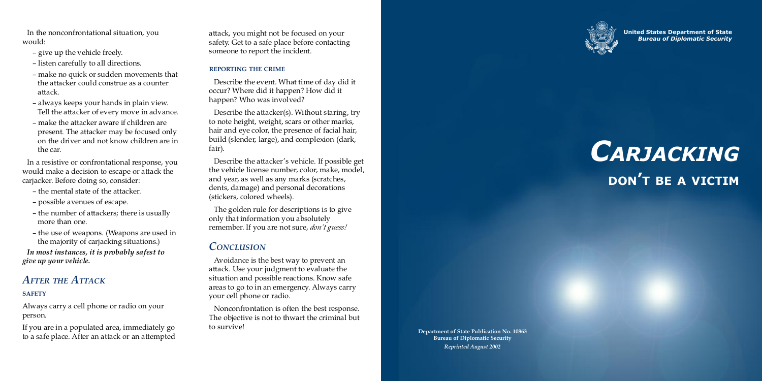In the nonconfrontational situation, you would:

- give up the vehicle freely.
- listen carefully to all directions.
- make no quick or sudden movements that the attacker could construe as a counter attack.
- always keeps your hands in plain view. Tell the attacker of every move in advance.
- make the attacker aware if children are present. The attacker may be focused only on the driver and not know children are in the car.

In a resistive or confrontational response, you would make a decision to escape or attack the carjacker. Before doing so, consider:

- the mental state of the attacker.
- possible avenues of escape.
- the number of attackers; there is usually more than one.
- the use of weapons. (Weapons are used in the majority of carjacking situations.)

***In most instances, it is probably safest to give up your vehicle.***

## *After the Attack*

### Safety

Always carry a cell phone or radio on your person.

If you are in a populated area, immediately go to a safe place. After an attack or an attempted attack, you might not be focused on your safety. Get to a safe place before contacting someone to report the incident.

### Reporting the Crime

Describe the event. What time of day did it occur? Where did it happen? How did it happen? Who was involved?

Describe the attacker(s). Without staring, try to note height, weight, scars or other marks, hair and eye color, the presence of facial hair, build (slender, large), and complexion (dark, fair).

Describe the attacker's vehicle. If possible get the vehicle license number, color, make, model, and year, as well as any marks (scratches, dents, damage) and personal decorations (stickers, colored wheels).

The golden rule for descriptions is to give only that information you absolutely remember. If you are not sure, *don't guess!*

## *Conclusion*

Avoidance is the best way to prevent an attack. Use your judgment to evaluate the situation and possible reactions. Know safe areas to go to in an emergency. Always carry your cell phone or radio.

Nonconfrontation is often the best response. The objective is not to thwart the criminal but to survive!

**United States Department of State**
***Bureau of Diplomatic Security***

# *Carjacking*

## Don't Be a Victim

**Department of State Publication No. 10863**
**Bureau of Diplomatic Security**
***Reprinted August 2002***